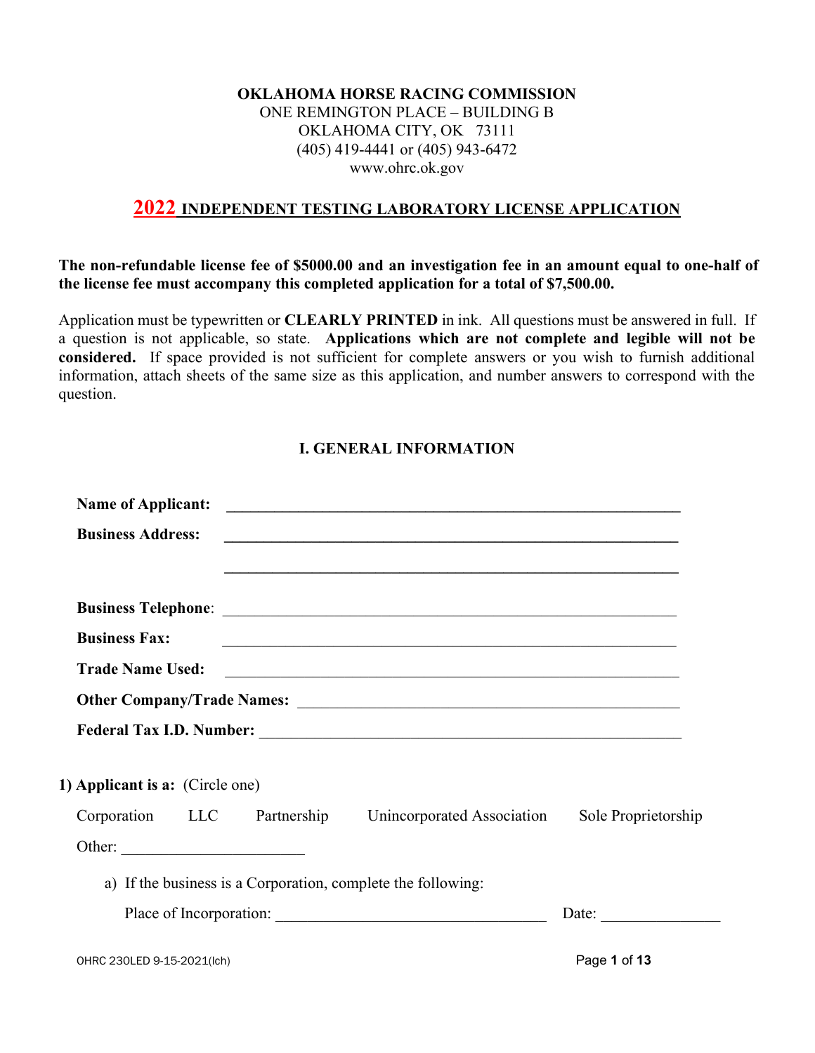**OKLAHOMA HORSE RACING COMMISSION**
ONE REMINGTON PLACE – BUILDING B
OKLAHOMA CITY, OK 73111
(405) 419-4441 or (405) 943-6472
www.ohrc.ok.gov

# 2022 INDEPENDENT TESTING LABORATORY LICENSE APPLICATION

**The non-refundable license fee of $5000.00 and an investigation fee in an amount equal to one-half of the license fee must accompany this completed application for a total of $7,500.00.**

Application must be typewritten or **CLEARLY PRINTED** in ink. All questions must be answered in full. If a question is not applicable, so state. **Applications which are not complete and legible will not be considered.** If space provided is not sufficient for complete answers or you wish to furnish additional information, attach sheets of the same size as this application, and number answers to correspond with the question.

## I. GENERAL INFORMATION

**Name of Applicant:** ______________________________________________

**Business Address:** ______________________________________________

______________________________________________

**Business Telephone**: ______________________________________________

**Business Fax:** ______________________________________________

**Trade Name Used:** ______________________________________________

**Other Company/Trade Names:** ______________________________________________

**Federal Tax I.D. Number:** ______________________________________________

**1) Applicant is a:** (Circle one)

Corporation LLC Partnership Unincorporated Association Sole Proprietorship

Other: ______________________

a) If the business is a Corporation, complete the following:

Place of Incorporation: ________________________________ Date: ______________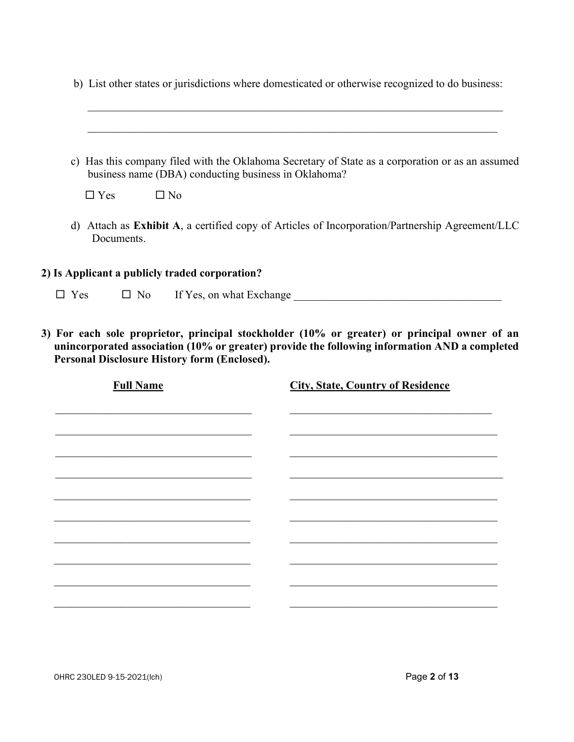b) List other states or jurisdictions where domesticated or otherwise recognized to do business:

\_\_\_\_\_\_\_\_\_\_\_\_\_\_\_\_\_\_\_\_\_\_\_\_\_\_\_\_\_\_\_\_\_\_\_\_\_\_\_\_\_\_\_\_\_\_\_\_\_\_\_\_\_\_\_\_\_\_\_\_\_\_\_\_\_\_\_\_\_\_\_\_

\_\_\_\_\_\_\_\_\_\_\_\_\_\_\_\_\_\_\_\_\_\_\_\_\_\_\_\_\_\_\_\_\_\_\_\_\_\_\_\_\_\_\_\_\_\_\_\_\_\_\_\_\_\_\_\_\_\_\_\_\_\_\_\_\_\_\_\_\_\_\_\_

c) Has this company filed with the Oklahoma Secretary of State as a corporation or as an assumed business name (DBA) conducting business in Oklahoma?

☐ Yes ☐ No

d) Attach as **Exhibit A**, a certified copy of Articles of Incorporation/Partnership Agreement/LLC Documents.

**2) Is Applicant a publicly traded corporation?**

☐ Yes ☐ No If Yes, on what Exchange \_\_\_\_\_\_\_\_\_\_\_\_\_\_\_\_\_\_\_\_\_\_\_\_\_\_\_\_\_\_\_\_\_\_\_\_

**3) For each sole proprietor, principal stockholder (10% or greater) or principal owner of an unincorporated association (10% or greater) provide the following information AND a completed Personal Disclosure History form (Enclosed).**

| Full Name | City, State, Country of Residence |
| --- | --- |
| | |
| | |
| | |
| | |
| | |
| | |
| | |
| | |
| | |
| | |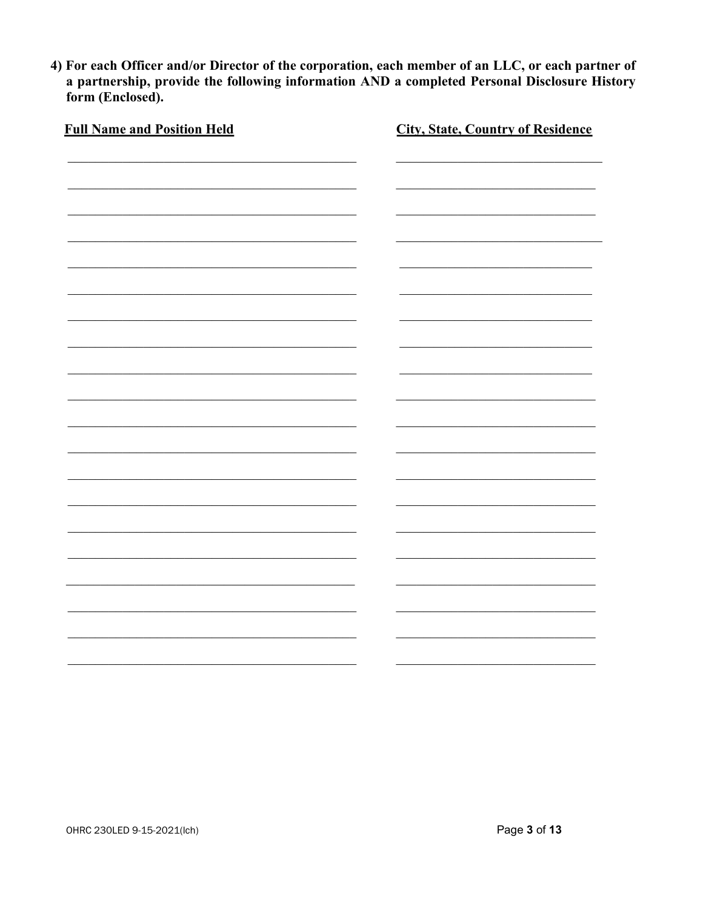**4) For each Officer and/or Director of the corporation, each member of an LLC, or each partner of a partnership, provide the following information AND a completed Personal Disclosure History form (Enclosed).**

| Full Name and Position Held | City, State, Country of Residence |
|---|---|
| | |
| | |
| | |
| | |
| | |
| | |
| | |
| | |
| | |
| | |
| | |
| | |
| | |
| | |
| | |
| | |
| | |
| | |
| | |
| | |

OHRC 230LED 9-15-2021(lch)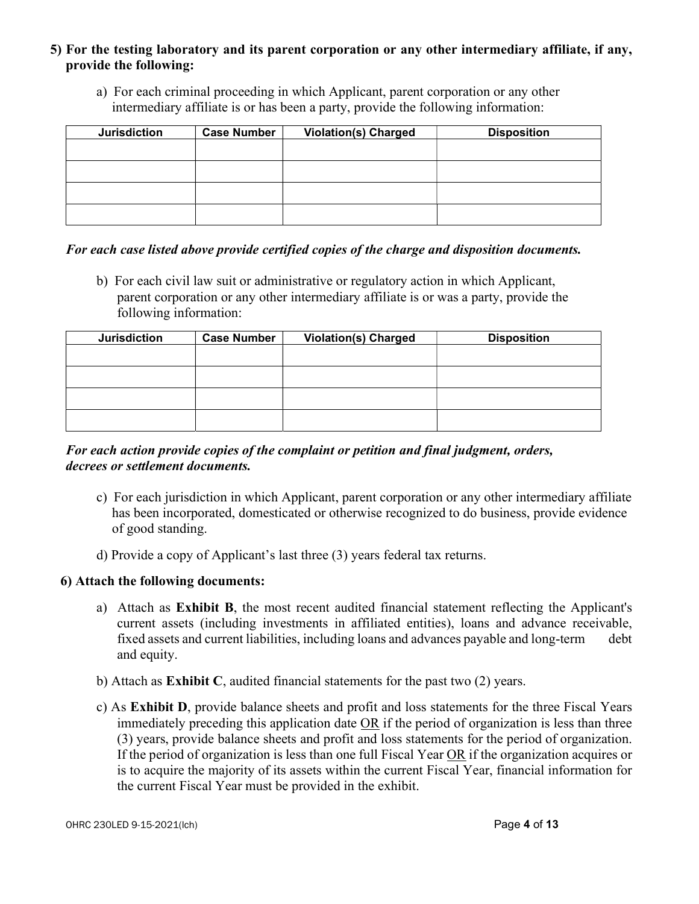**5) For the testing laboratory and its parent corporation or any other intermediary affiliate, if any, provide the following:**

a) For each criminal proceeding in which Applicant, parent corporation or any other intermediary affiliate is or has been a party, provide the following information:

| Jurisdiction | Case Number | Violation(s) Charged | Disposition |
|---|---|---|---|
| | | | |
| | | | |
| | | | |
| | | | |

***For each case listed above provide certified copies of the charge and disposition documents.***

b) For each civil law suit or administrative or regulatory action in which Applicant, parent corporation or any other intermediary affiliate is or was a party, provide the following information:

| Jurisdiction | Case Number | Violation(s) Charged | Disposition |
|---|---|---|---|
| | | | |
| | | | |
| | | | |
| | | | |

***For each action provide copies of the complaint or petition and final judgment, orders, decrees or settlement documents.***

c) For each jurisdiction in which Applicant, parent corporation or any other intermediary affiliate has been incorporated, domesticated or otherwise recognized to do business, provide evidence of good standing.

d) Provide a copy of Applicant's last three (3) years federal tax returns.

**6) Attach the following documents:**

a) Attach as **Exhibit B**, the most recent audited financial statement reflecting the Applicant's current assets (including investments in affiliated entities), loans and advance receivable, fixed assets and current liabilities, including loans and advances payable and long-term debt and equity.

b) Attach as **Exhibit C**, audited financial statements for the past two (2) years.

c) As **Exhibit D**, provide balance sheets and profit and loss statements for the three Fiscal Years immediately preceding this application date OR if the period of organization is less than three (3) years, provide balance sheets and profit and loss statements for the period of organization. If the period of organization is less than one full Fiscal Year OR if the organization acquires or is to acquire the majority of its assets within the current Fiscal Year, financial information for the current Fiscal Year must be provided in the exhibit.

OHRC 230LED 9-15-2021(lch)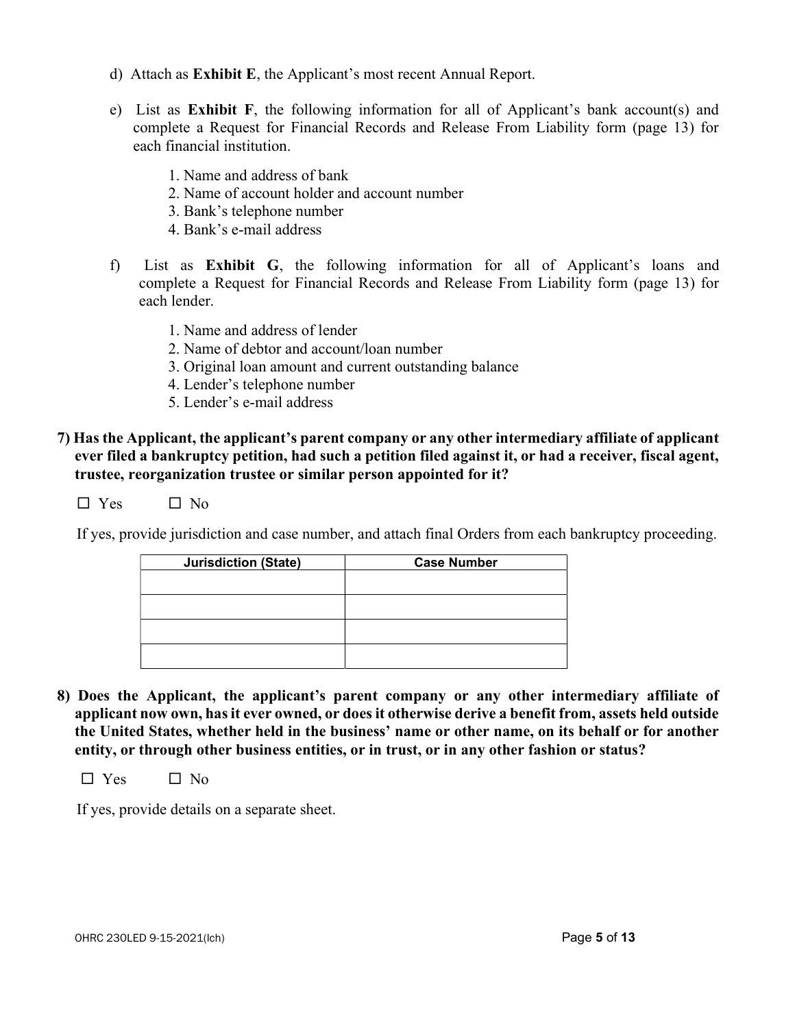d) Attach as **Exhibit E**, the Applicant's most recent Annual Report.

e) List as **Exhibit F**, the following information for all of Applicant's bank account(s) and complete a Request for Financial Records and Release From Liability form (page 13) for each financial institution.

   1. Name and address of bank
   2. Name of account holder and account number
   3. Bank's telephone number
   4. Bank's e-mail address

f) List as **Exhibit G**, the following information for all of Applicant's loans and complete a Request for Financial Records and Release From Liability form (page 13) for each lender.

   1. Name and address of lender
   2. Name of debtor and account/loan number
   3. Original loan amount and current outstanding balance
   4. Lender's telephone number
   5. Lender's e-mail address

**7) Has the Applicant, the applicant's parent company or any other intermediary affiliate of applicant ever filed a bankruptcy petition, had such a petition filed against it, or had a receiver, fiscal agent, trustee, reorganization trustee or similar person appointed for it?**

☐ Yes ☐ No

If yes, provide jurisdiction and case number, and attach final Orders from each bankruptcy proceeding.

| Jurisdiction (State) | Case Number |
|---|---|
| | |
| | |
| | |
| | |

**8) Does the Applicant, the applicant's parent company or any other intermediary affiliate of applicant now own, has it ever owned, or does it otherwise derive a benefit from, assets held outside the United States, whether held in the business' name or other name, on its behalf or for another entity, or through other business entities, or in trust, or in any other fashion or status?**

☐ Yes ☐ No

If yes, provide details on a separate sheet.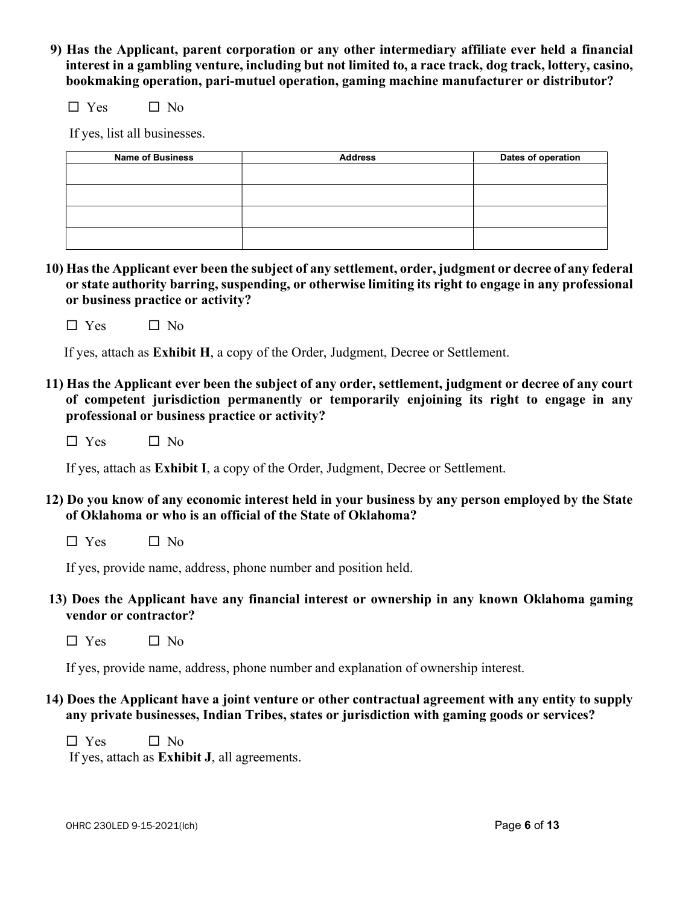**9) Has the Applicant, parent corporation or any other intermediary affiliate ever held a financial interest in a gambling venture, including but not limited to, a race track, dog track, lottery, casino, bookmaking operation, pari-mutuel operation, gaming machine manufacturer or distributor?**

☐ Yes ☐ No

If yes, list all businesses.

| Name of Business | Address | Dates of operation |
|---|---|---|
| | | |
| | | |
| | | |
| | | |

**10) Has the Applicant ever been the subject of any settlement, order, judgment or decree of any federal or state authority barring, suspending, or otherwise limiting its right to engage in any professional or business practice or activity?**

☐ Yes ☐ No

If yes, attach as **Exhibit H**, a copy of the Order, Judgment, Decree or Settlement.

**11) Has the Applicant ever been the subject of any order, settlement, judgment or decree of any court of competent jurisdiction permanently or temporarily enjoining its right to engage in any professional or business practice or activity?**

☐ Yes ☐ No

If yes, attach as **Exhibit I**, a copy of the Order, Judgment, Decree or Settlement.

**12) Do you know of any economic interest held in your business by any person employed by the State of Oklahoma or who is an official of the State of Oklahoma?**

☐ Yes ☐ No

If yes, provide name, address, phone number and position held.

**13) Does the Applicant have any financial interest or ownership in any known Oklahoma gaming vendor or contractor?**

☐ Yes ☐ No

If yes, provide name, address, phone number and explanation of ownership interest.

**14) Does the Applicant have a joint venture or other contractual agreement with any entity to supply any private businesses, Indian Tribes, states or jurisdiction with gaming goods or services?**

☐ Yes ☐ No

If yes, attach as **Exhibit J**, all agreements.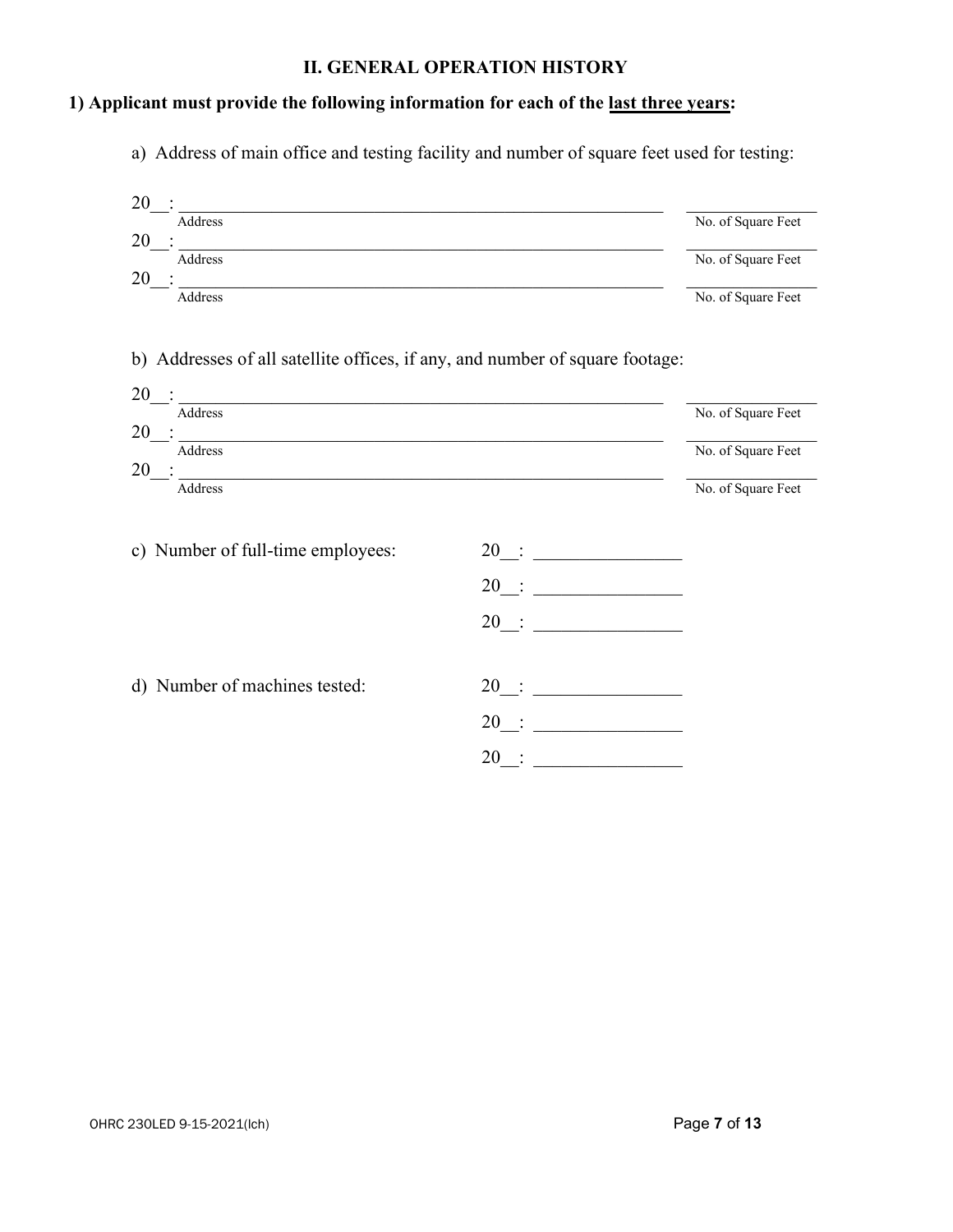## II. GENERAL OPERATION HISTORY

**1) Applicant must provide the following information for each of the <u>last three years</u>:**

a) Address of main office and testing facility and number of square feet used for testing:

20__: ________________________________________________ ____________
Address No. of Square Feet

20__: ________________________________________________ ____________
Address No. of Square Feet

20__: ________________________________________________ ____________
Address No. of Square Feet

b) Addresses of all satellite offices, if any, and number of square footage:

20__: ________________________________________________ ____________
Address No. of Square Feet

20__: ________________________________________________ ____________
Address No. of Square Feet

20__: ________________________________________________ ____________
Address No. of Square Feet

c) Number of full-time employees:

20__: ______________

20__: ______________

20__: ______________

d) Number of machines tested:

20__: ______________

20__: ______________

20__: ______________

OHRC 230LED 9-15-2021(lch)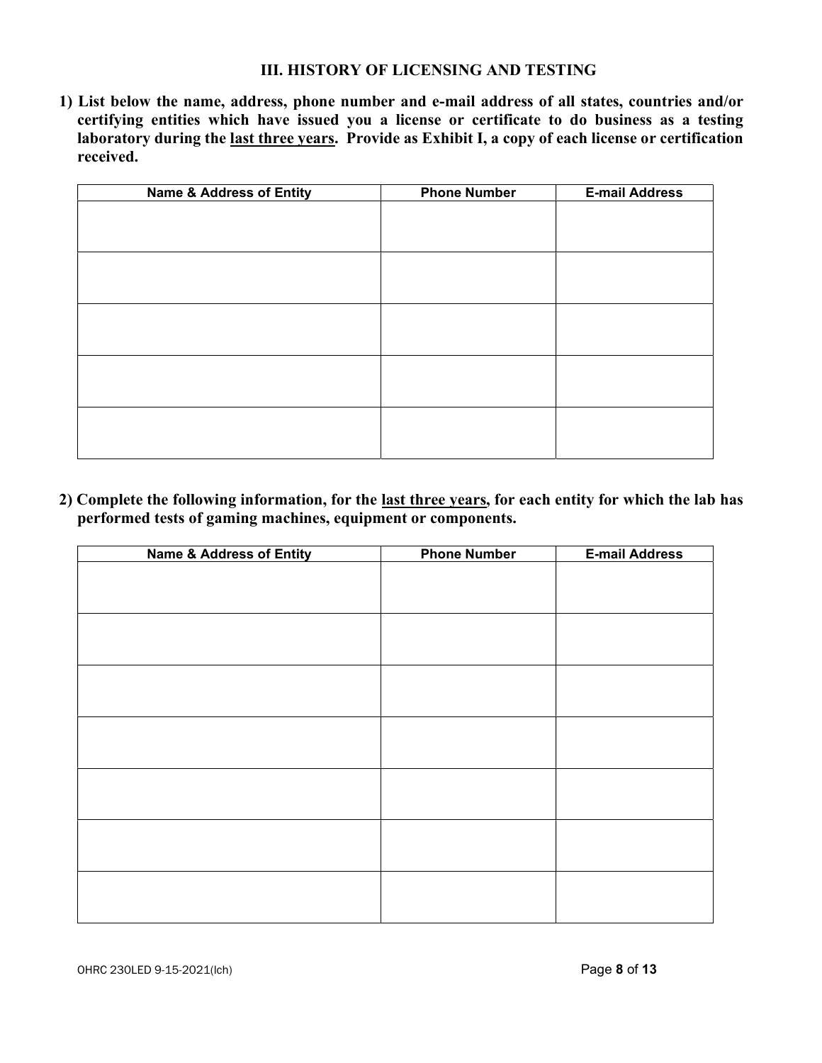## III. HISTORY OF LICENSING AND TESTING

**1) List below the name, address, phone number and e-mail address of all states, countries and/or certifying entities which have issued you a license or certificate to do business as a testing laboratory during the <u>last three years</u>. Provide as Exhibit I, a copy of each license or certification received.**

| Name & Address of Entity | Phone Number | E-mail Address |
|---|---|---|
| | | |
| | | |
| | | |
| | | |
| | | |

**2) Complete the following information, for the <u>last three years</u>, for each entity for which the lab has performed tests of gaming machines, equipment or components.**

| Name & Address of Entity | Phone Number | E-mail Address |
|---|---|---|
| | | |
| | | |
| | | |
| | | |
| | | |
| | | |
| | | |

OHRC 230LED 9-15-2021(lch)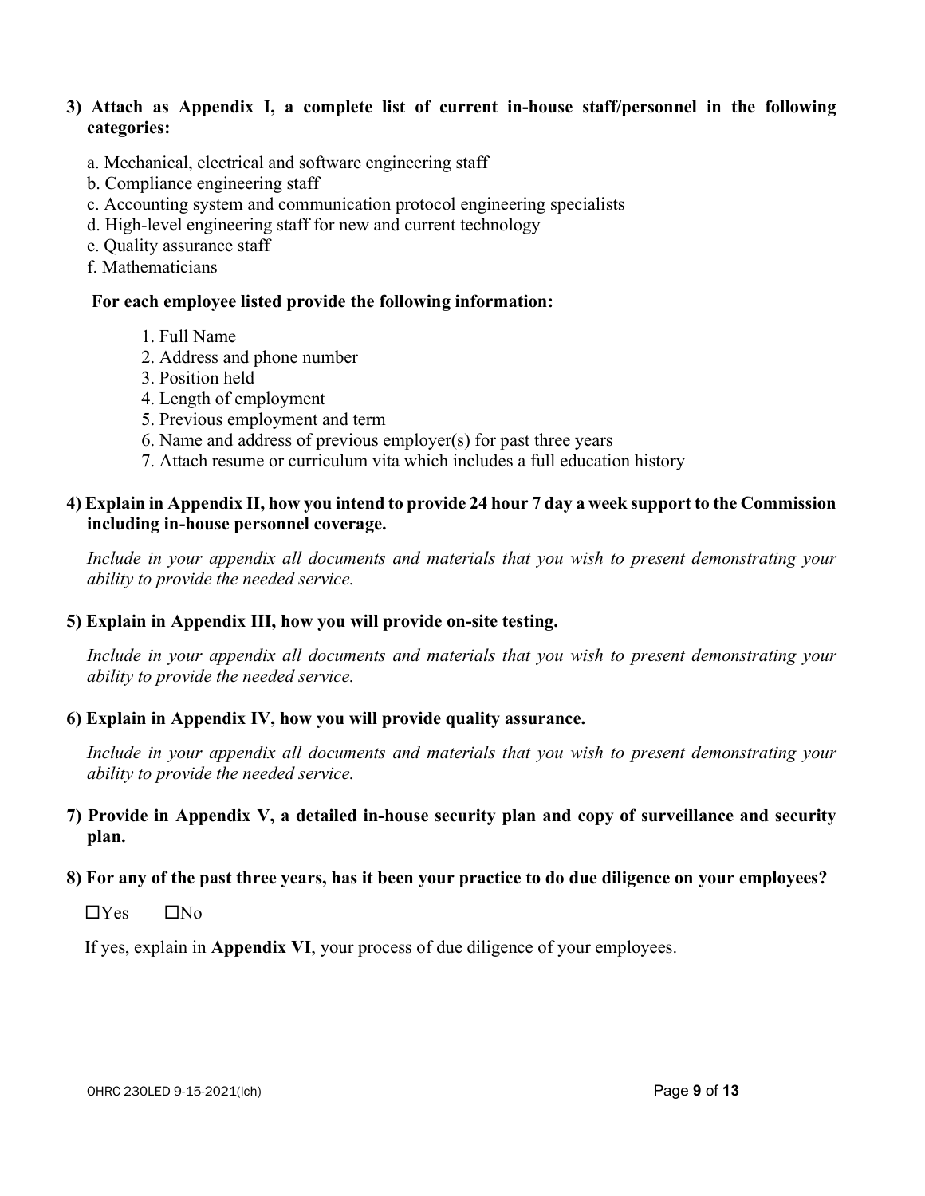**3) Attach as Appendix I, a complete list of current in-house staff/personnel in the following categories:**

a. Mechanical, electrical and software engineering staff
b. Compliance engineering staff
c. Accounting system and communication protocol engineering specialists
d. High-level engineering staff for new and current technology
e. Quality assurance staff
f. Mathematicians

**For each employee listed provide the following information:**

1. Full Name
2. Address and phone number
3. Position held
4. Length of employment
5. Previous employment and term
6. Name and address of previous employer(s) for past three years
7. Attach resume or curriculum vita which includes a full education history

**4) Explain in Appendix II, how you intend to provide 24 hour 7 day a week support to the Commission including in-house personnel coverage.**

*Include in your appendix all documents and materials that you wish to present demonstrating your ability to provide the needed service.*

**5) Explain in Appendix III, how you will provide on-site testing.**

*Include in your appendix all documents and materials that you wish to present demonstrating your ability to provide the needed service.*

**6) Explain in Appendix IV, how you will provide quality assurance.**

*Include in your appendix all documents and materials that you wish to present demonstrating your ability to provide the needed service.*

**7) Provide in Appendix V, a detailed in-house security plan and copy of surveillance and security plan.**

**8) For any of the past three years, has it been your practice to do due diligence on your employees?**

☐Yes ☐No

If yes, explain in **Appendix VI**, your process of due diligence of your employees.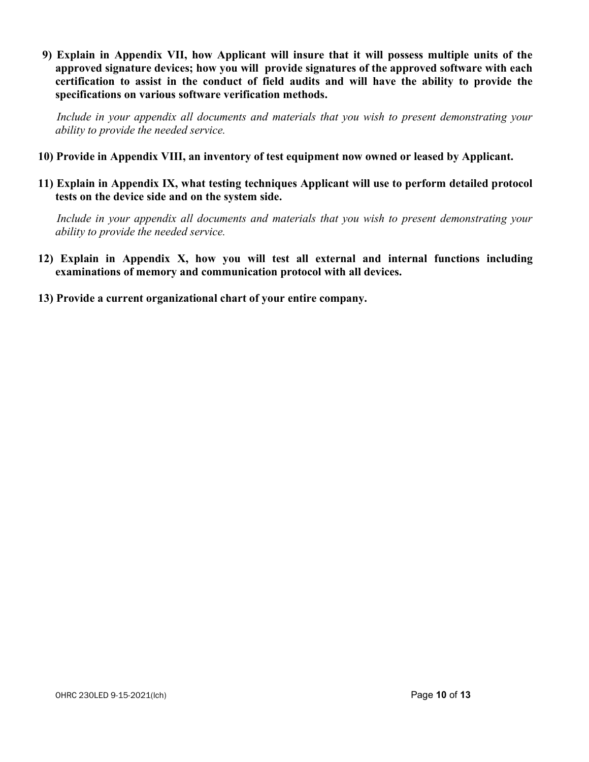**9) Explain in Appendix VII, how Applicant will insure that it will possess multiple units of the approved signature devices; how you will provide signatures of the approved software with each certification to assist in the conduct of field audits and will have the ability to provide the specifications on various software verification methods.**

*Include in your appendix all documents and materials that you wish to present demonstrating your ability to provide the needed service.*

**10) Provide in Appendix VIII, an inventory of test equipment now owned or leased by Applicant.**

**11) Explain in Appendix IX, what testing techniques Applicant will use to perform detailed protocol tests on the device side and on the system side.**

*Include in your appendix all documents and materials that you wish to present demonstrating your ability to provide the needed service.*

**12) Explain in Appendix X, how you will test all external and internal functions including examinations of memory and communication protocol with all devices.**

**13) Provide a current organizational chart of your entire company.**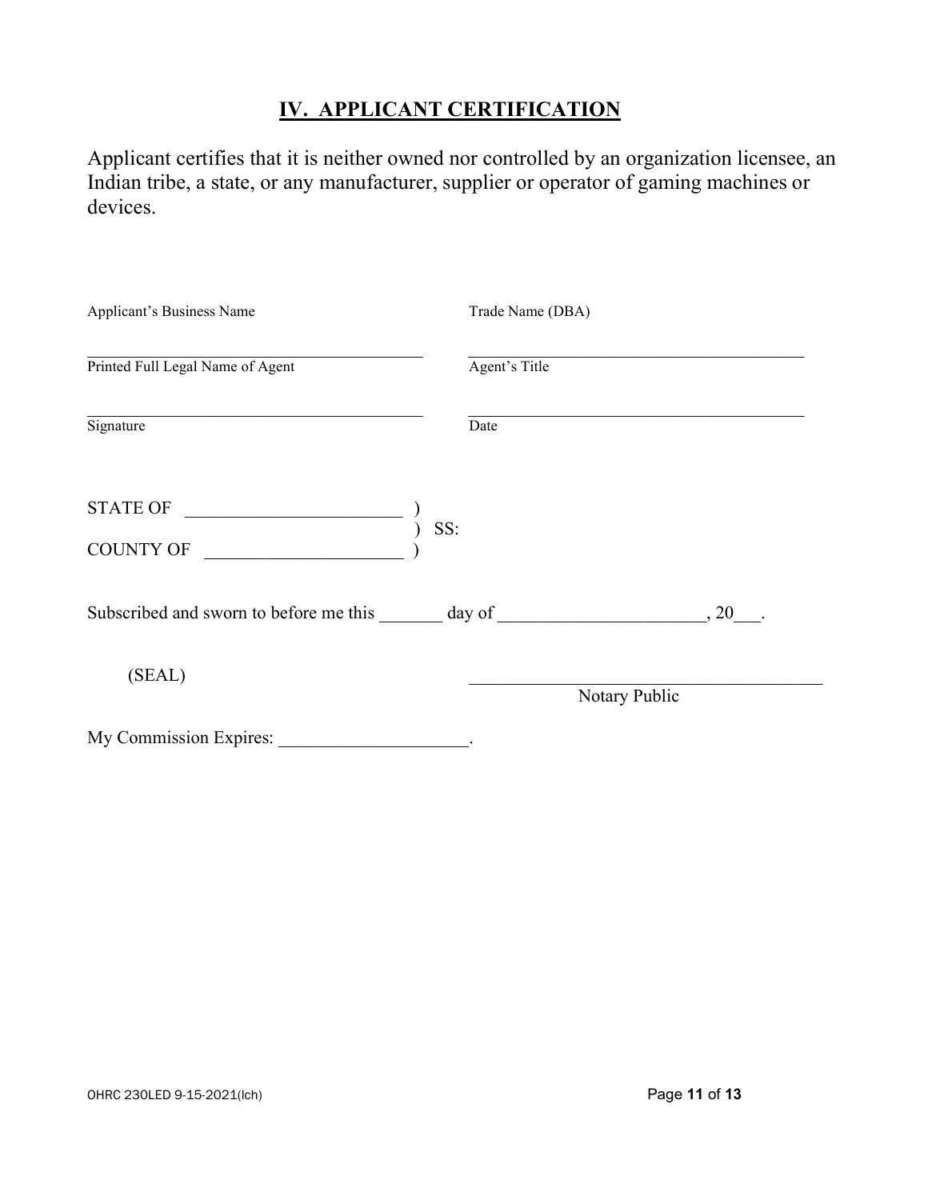## IV. APPLICANT CERTIFICATION

Applicant certifies that it is neither owned nor controlled by an organization licensee, an Indian tribe, a state, or any manufacturer, supplier or operator of gaming machines or devices.

| | |
|---|---|
| Applicant's Business Name | Trade Name (DBA) |
| ________________________________________ | ________________________________________ |
| Printed Full Legal Name of Agent | Agent's Title |
| ________________________________________ | ________________________________________ |
| Signature | Date |

STATE OF ________________________ )
 ) SS:
COUNTY OF ______________________ )

Subscribed and sworn to before me this _______ day of ______________________, 20___.

(SEAL)

________________________________________
Notary Public

My Commission Expires: _____________________.

OHRC 230LED 9-15-2021(lch)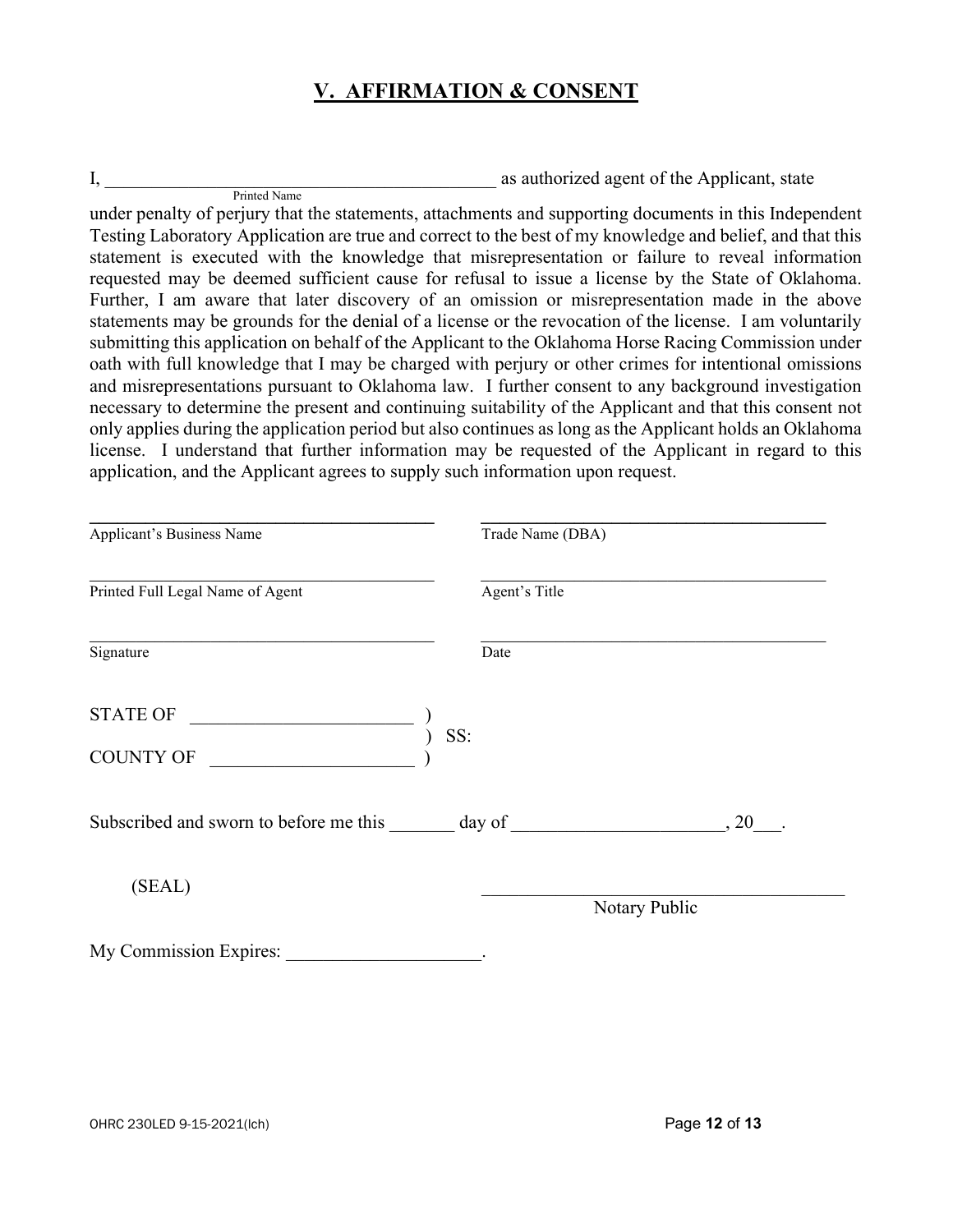## V. AFFIRMATION & CONSENT

I, ____________________________________________ as authorized agent of the Applicant, state
Printed Name

under penalty of perjury that the statements, attachments and supporting documents in this Independent Testing Laboratory Application are true and correct to the best of my knowledge and belief, and that this statement is executed with the knowledge that misrepresentation or failure to reveal information requested may be deemed sufficient cause for refusal to issue a license by the State of Oklahoma. Further, I am aware that later discovery of an omission or misrepresentation made in the above statements may be grounds for the denial of a license or the revocation of the license. I am voluntarily submitting this application on behalf of the Applicant to the Oklahoma Horse Racing Commission under oath with full knowledge that I may be charged with perjury or other crimes for intentional omissions and misrepresentations pursuant to Oklahoma law. I further consent to any background investigation necessary to determine the present and continuing suitability of the Applicant and that this consent not only applies during the application period but also continues as long as the Applicant holds an Oklahoma license. I understand that further information may be requested of the Applicant in regard to this application, and the Applicant agrees to supply such information upon request.

| | |
|---|---|
| ________________________________ | ________________________________ |
| Applicant's Business Name | Trade Name (DBA) |
| ________________________________ | ________________________________ |
| Printed Full Legal Name of Agent | Agent's Title |
| ________________________________ | ________________________________ |
| Signature | Date |

STATE OF ________________________ )
) SS:
COUNTY OF ______________________ )

Subscribed and sworn to before me this _______ day of ______________________, 20___.

(SEAL)

________________________________________
Notary Public

My Commission Expires: _____________________.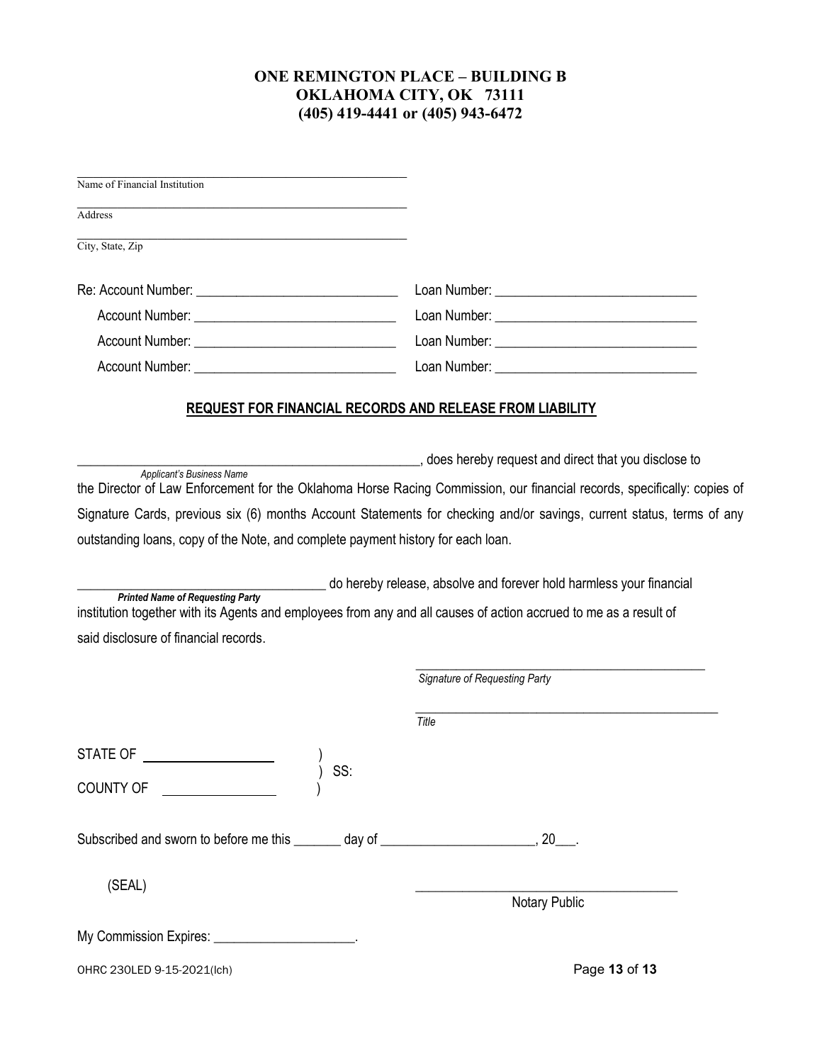**ONE REMINGTON PLACE – BUILDING B**
**OKLAHOMA CITY, OK 73111**
**(405) 419-4441 or (405) 943-6472**

\_\_\_\_\_\_\_\_\_\_\_\_\_\_\_\_\_\_\_\_\_\_\_\_\_\_\_\_\_\_\_\_\_\_\_\_\_\_\_\_\_\_\_\_
Name of Financial Institution

\_\_\_\_\_\_\_\_\_\_\_\_\_\_\_\_\_\_\_\_\_\_\_\_\_\_\_\_\_\_\_\_\_\_\_\_\_\_\_\_\_\_\_\_
Address

\_\_\_\_\_\_\_\_\_\_\_\_\_\_\_\_\_\_\_\_\_\_\_\_\_\_\_\_\_\_\_\_\_\_\_\_\_\_\_\_\_\_\_\_
City, State, Zip

Re: Account Number: \_\_\_\_\_\_\_\_\_\_\_\_\_\_\_\_\_\_\_\_\_\_\_\_\_\_\_\_ Loan Number: \_\_\_\_\_\_\_\_\_\_\_\_\_\_\_\_\_\_\_\_\_\_\_\_\_\_\_\_

Account Number: \_\_\_\_\_\_\_\_\_\_\_\_\_\_\_\_\_\_\_\_\_\_\_\_\_\_\_\_ Loan Number: \_\_\_\_\_\_\_\_\_\_\_\_\_\_\_\_\_\_\_\_\_\_\_\_\_\_\_\_

Account Number: \_\_\_\_\_\_\_\_\_\_\_\_\_\_\_\_\_\_\_\_\_\_\_\_\_\_\_\_ Loan Number: \_\_\_\_\_\_\_\_\_\_\_\_\_\_\_\_\_\_\_\_\_\_\_\_\_\_\_\_

Account Number: \_\_\_\_\_\_\_\_\_\_\_\_\_\_\_\_\_\_\_\_\_\_\_\_\_\_\_\_ Loan Number: \_\_\_\_\_\_\_\_\_\_\_\_\_\_\_\_\_\_\_\_\_\_\_\_\_\_\_\_

**REQUEST FOR FINANCIAL RECORDS AND RELEASE FROM LIABILITY**

\_\_\_\_\_\_\_\_\_\_\_\_\_\_\_\_\_\_\_\_\_\_\_\_\_\_\_\_\_\_\_\_\_\_\_\_\_\_\_\_\_\_\_\_\_\_\_\_, does hereby request and direct that you disclose to
*Applicant's Business Name*
the Director of Law Enforcement for the Oklahoma Horse Racing Commission, our financial records, specifically: copies of Signature Cards, previous six (6) months Account Statements for checking and/or savings, current status, terms of any outstanding loans, copy of the Note, and complete payment history for each loan.

\_\_\_\_\_\_\_\_\_\_\_\_\_\_\_\_\_\_\_\_\_\_\_\_\_\_\_\_\_\_\_\_\_\_\_\_ do hereby release, absolve and forever hold harmless your financial
***Printed Name of Requesting Party***
institution together with its Agents and employees from any and all causes of action accrued to me as a result of said disclosure of financial records.

\_\_\_\_\_\_\_\_\_\_\_\_\_\_\_\_\_\_\_\_\_\_\_\_\_\_\_\_\_\_\_\_\_\_\_\_\_\_\_\_\_\_
*Signature of Requesting Party*

\_\_\_\_\_\_\_\_\_\_\_\_\_\_\_\_\_\_\_\_\_\_\_\_\_\_\_\_\_\_\_\_\_\_\_\_\_\_\_\_\_\_
*Title*

STATE OF \_\_\_\_\_\_\_\_\_\_\_\_\_\_\_\_\_\_ )
) SS:
COUNTY OF \_\_\_\_\_\_\_\_\_\_\_\_\_\_\_ )

Subscribed and sworn to before me this \_\_\_\_\_\_\_ day of \_\_\_\_\_\_\_\_\_\_\_\_\_\_\_\_\_\_\_\_\_\_, 20\_\_\_.

(SEAL)

\_\_\_\_\_\_\_\_\_\_\_\_\_\_\_\_\_\_\_\_\_\_\_\_\_\_\_\_\_\_\_\_\_\_\_\_\_\_
Notary Public

My Commission Expires: \_\_\_\_\_\_\_\_\_\_\_\_\_\_\_\_\_\_\_\_.

OHRC 230LED 9-15-2021(lch)